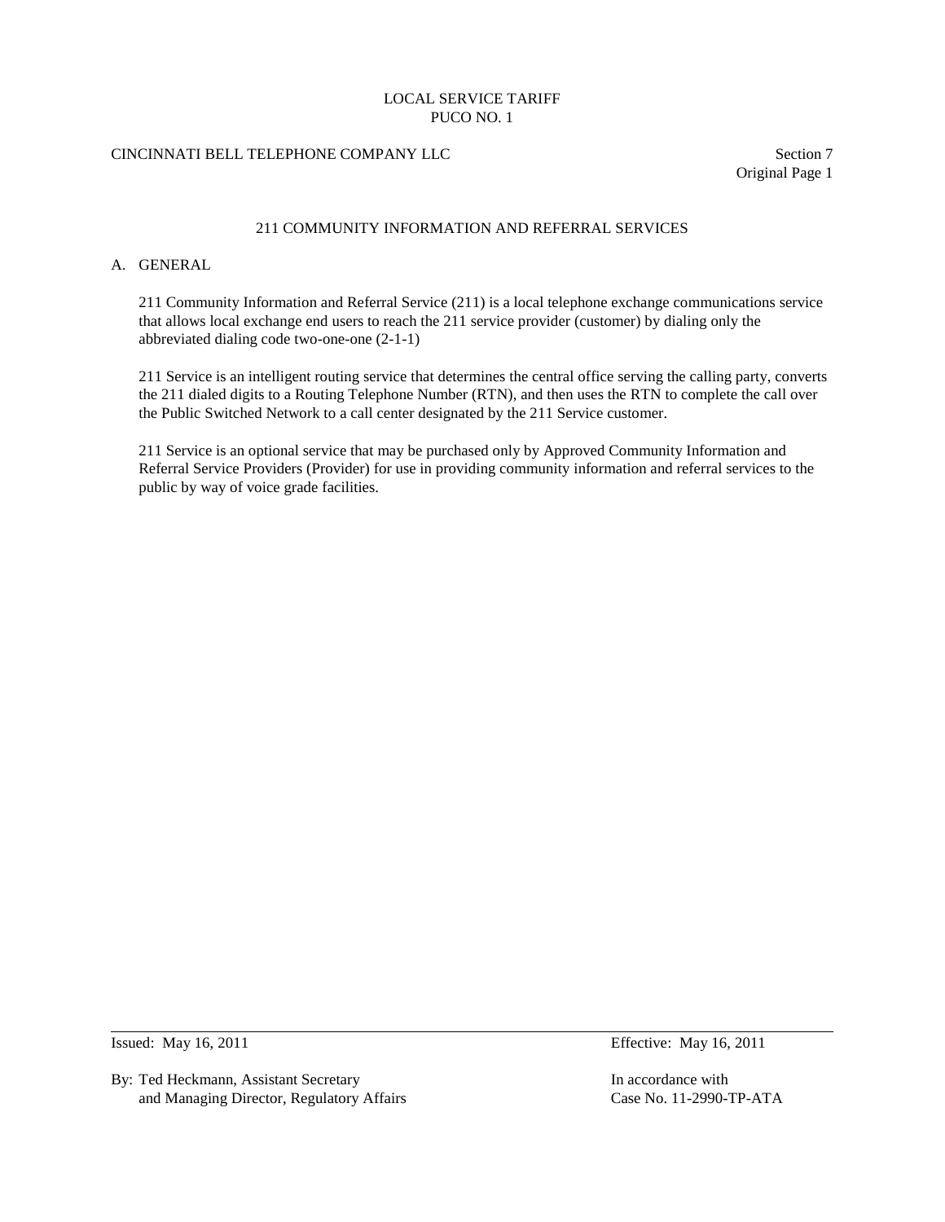# 211 COMMUNITY INFORMATION AND REFERRAL SERVICES

## A. GENERAL

211 Community Information and Referral Service (211) is a local telephone exchange communications service that allows local exchange end users to reach the 211 service provider (customer) by dialing only the abbreviated dialing code two-one-one (2-1-1)

211 Service is an intelligent routing service that determines the central office serving the calling party, converts the 211 dialed digits to a Routing Telephone Number (RTN), and then uses the RTN to complete the call over the Public Switched Network to a call center designated by the 211 Service customer.

211 Service is an optional service that may be purchased only by Approved Community Information and Referral Service Providers (Provider) for use in providing community information and referral services to the public by way of voice grade facilities.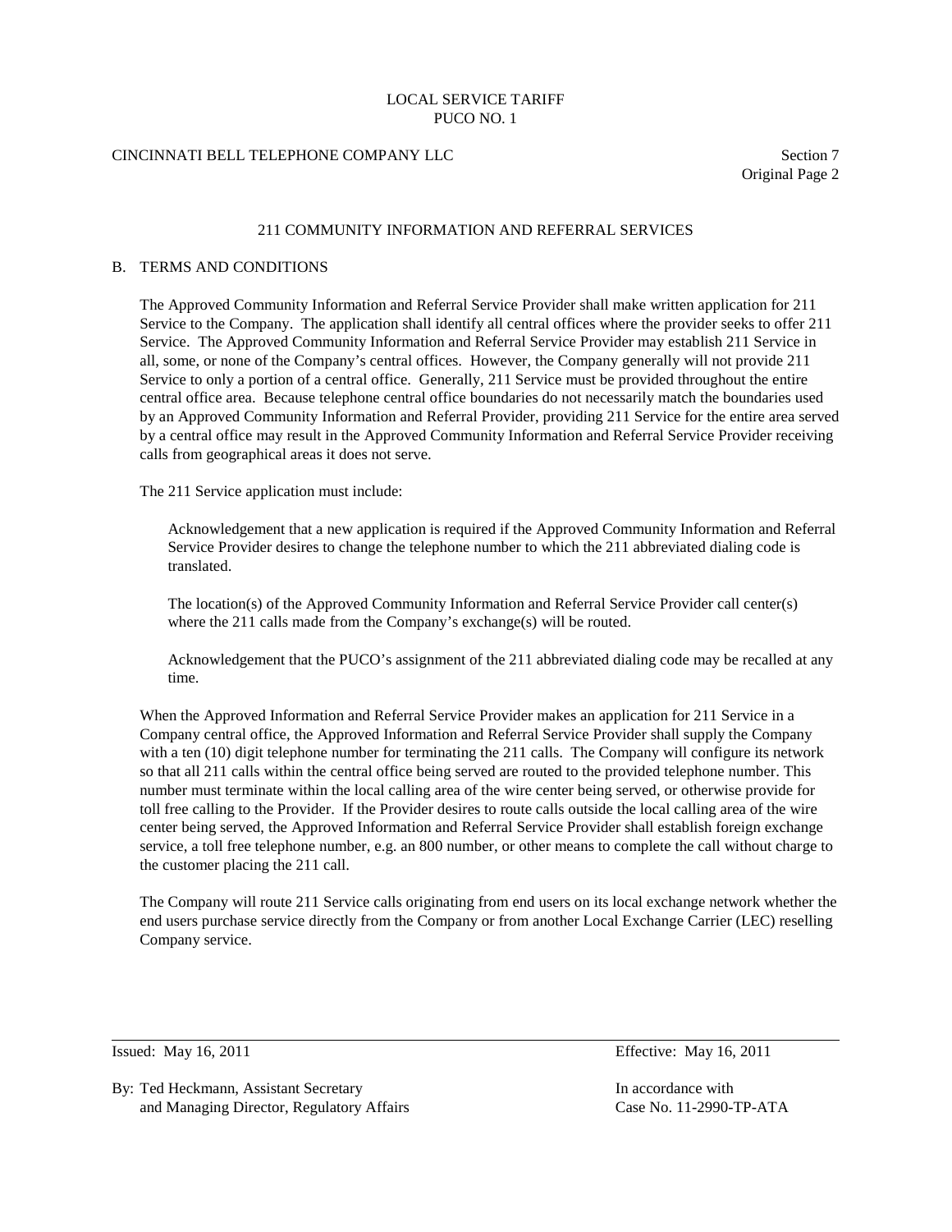## 211 COMMUNITY INFORMATION AND REFERRAL SERVICES

### B. TERMS AND CONDITIONS

The Approved Community Information and Referral Service Provider shall make written application for 211 Service to the Company. The application shall identify all central offices where the provider seeks to offer 211 Service. The Approved Community Information and Referral Service Provider may establish 211 Service in all, some, or none of the Company's central offices. However, the Company generally will not provide 211 Service to only a portion of a central office. Generally, 211 Service must be provided throughout the entire central office area. Because telephone central office boundaries do not necessarily match the boundaries used by an Approved Community Information and Referral Provider, providing 211 Service for the entire area served by a central office may result in the Approved Community Information and Referral Service Provider receiving calls from geographical areas it does not serve.

The 211 Service application must include:

Acknowledgement that a new application is required if the Approved Community Information and Referral Service Provider desires to change the telephone number to which the 211 abbreviated dialing code is translated.

The location(s) of the Approved Community Information and Referral Service Provider call center(s) where the 211 calls made from the Company's exchange(s) will be routed.

Acknowledgement that the PUCO's assignment of the 211 abbreviated dialing code may be recalled at any time.

When the Approved Information and Referral Service Provider makes an application for 211 Service in a Company central office, the Approved Information and Referral Service Provider shall supply the Company with a ten (10) digit telephone number for terminating the 211 calls. The Company will configure its network so that all 211 calls within the central office being served are routed to the provided telephone number. This number must terminate within the local calling area of the wire center being served, or otherwise provide for toll free calling to the Provider. If the Provider desires to route calls outside the local calling area of the wire center being served, the Approved Information and Referral Service Provider shall establish foreign exchange service, a toll free telephone number, e.g. an 800 number, or other means to complete the call without charge to the customer placing the 211 call.

The Company will route 211 Service calls originating from end users on its local exchange network whether the end users purchase service directly from the Company or from another Local Exchange Carrier (LEC) reselling Company service.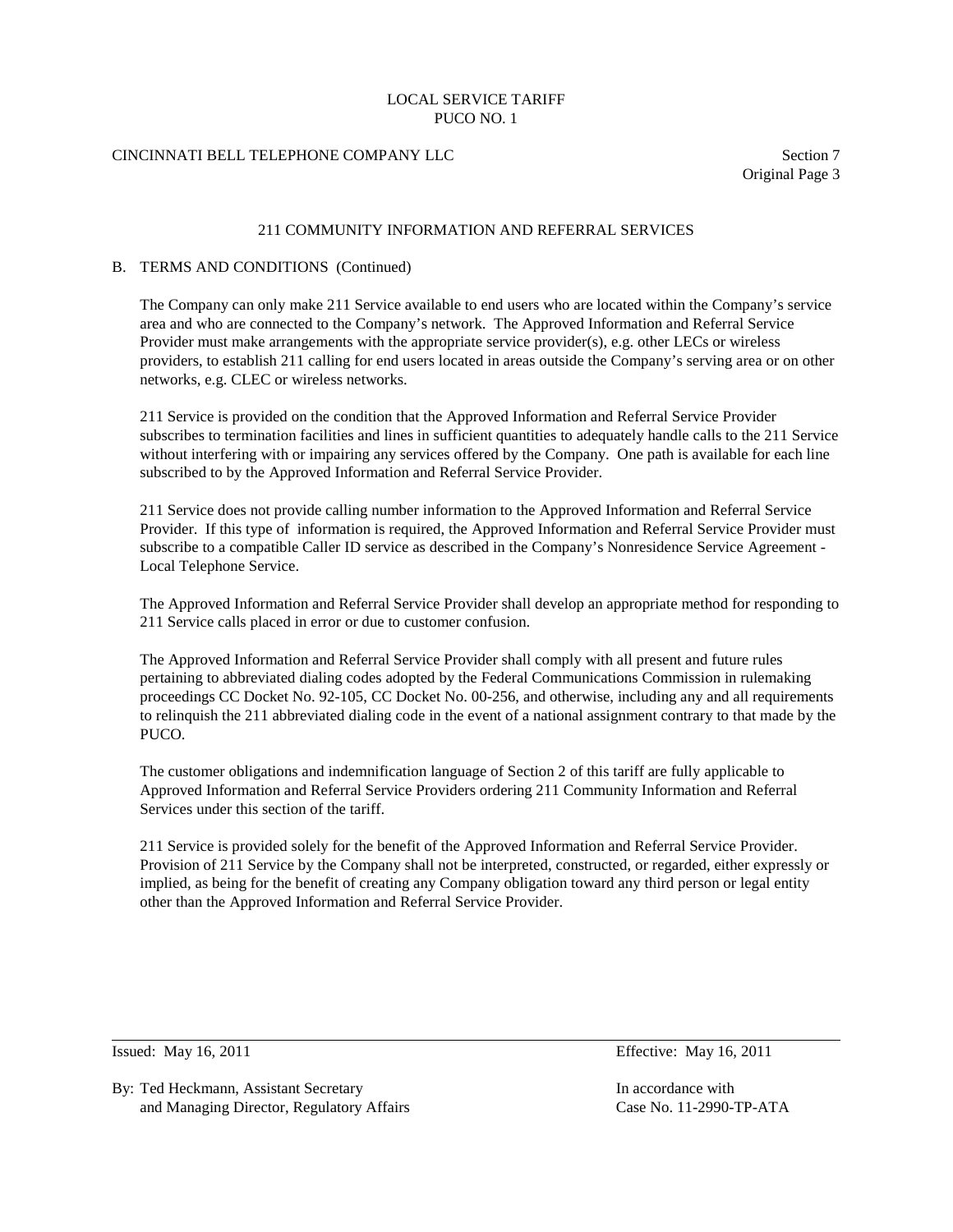## 211 COMMUNITY INFORMATION AND REFERRAL SERVICES

### B. TERMS AND CONDITIONS (Continued)

The Company can only make 211 Service available to end users who are located within the Company's service area and who are connected to the Company's network. The Approved Information and Referral Service Provider must make arrangements with the appropriate service provider(s), e.g. other LECs or wireless providers, to establish 211 calling for end users located in areas outside the Company's serving area or on other networks, e.g. CLEC or wireless networks.

211 Service is provided on the condition that the Approved Information and Referral Service Provider subscribes to termination facilities and lines in sufficient quantities to adequately handle calls to the 211 Service without interfering with or impairing any services offered by the Company. One path is available for each line subscribed to by the Approved Information and Referral Service Provider.

211 Service does not provide calling number information to the Approved Information and Referral Service Provider. If this type of information is required, the Approved Information and Referral Service Provider must subscribe to a compatible Caller ID service as described in the Company's Nonresidence Service Agreement - Local Telephone Service.

The Approved Information and Referral Service Provider shall develop an appropriate method for responding to 211 Service calls placed in error or due to customer confusion.

The Approved Information and Referral Service Provider shall comply with all present and future rules pertaining to abbreviated dialing codes adopted by the Federal Communications Commission in rulemaking proceedings CC Docket No. 92-105, CC Docket No. 00-256, and otherwise, including any and all requirements to relinquish the 211 abbreviated dialing code in the event of a national assignment contrary to that made by the PUCO.

The customer obligations and indemnification language of Section 2 of this tariff are fully applicable to Approved Information and Referral Service Providers ordering 211 Community Information and Referral Services under this section of the tariff.

211 Service is provided solely for the benefit of the Approved Information and Referral Service Provider. Provision of 211 Service by the Company shall not be interpreted, constructed, or regarded, either expressly or implied, as being for the benefit of creating any Company obligation toward any third person or legal entity other than the Approved Information and Referral Service Provider.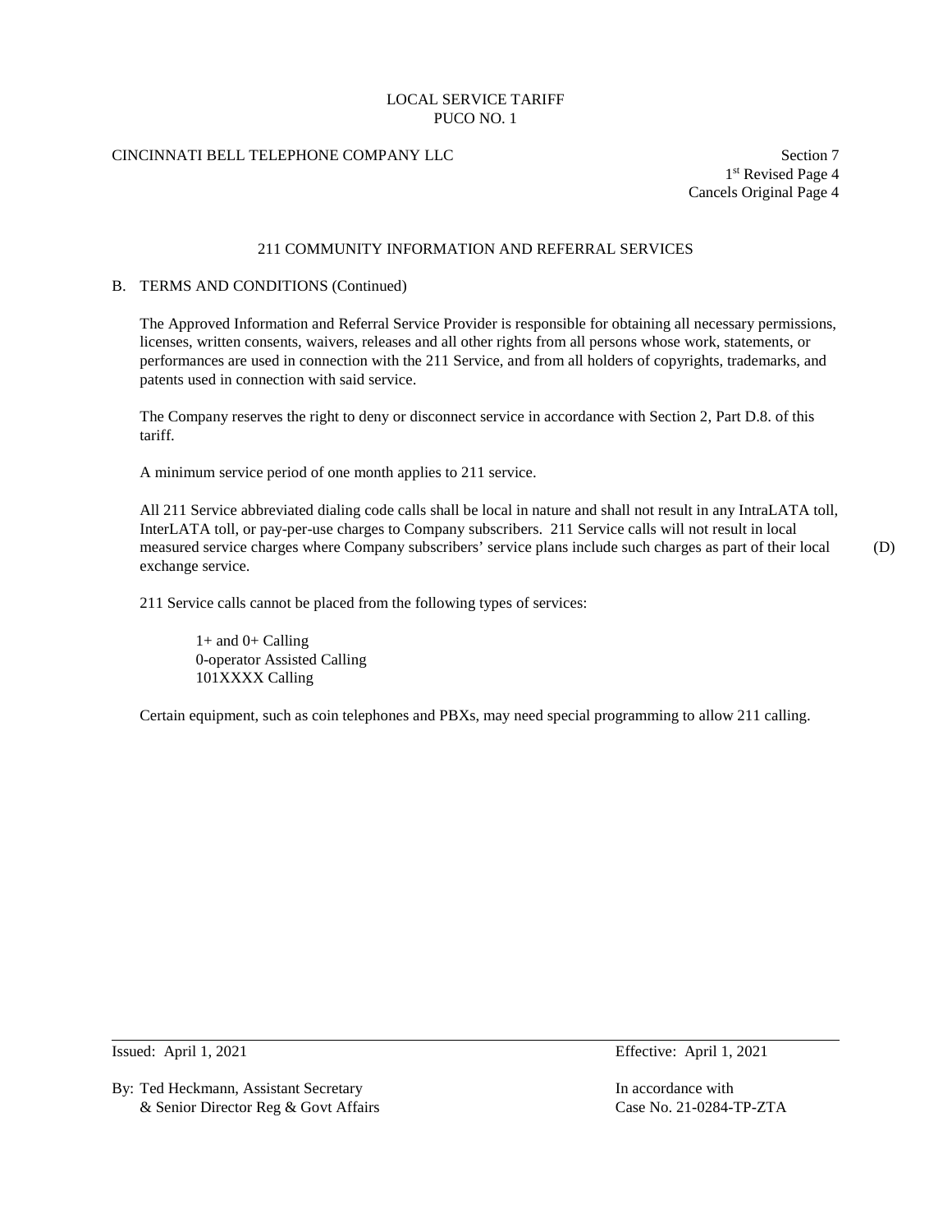## 211 COMMUNITY INFORMATION AND REFERRAL SERVICES

### B. TERMS AND CONDITIONS (Continued)

The Approved Information and Referral Service Provider is responsible for obtaining all necessary permissions, licenses, written consents, waivers, releases and all other rights from all persons whose work, statements, or performances are used in connection with the 211 Service, and from all holders of copyrights, trademarks, and patents used in connection with said service.

The Company reserves the right to deny or disconnect service in accordance with Section 2, Part D.8. of this tariff.

A minimum service period of one month applies to 211 service.

All 211 Service abbreviated dialing code calls shall be local in nature and shall not result in any IntraLATA toll, InterLATA toll, or pay-per-use charges to Company subscribers. 211 Service calls will not result in local measured service charges where Company subscribers' service plans include such charges as part of their local exchange service. (D)

211 Service calls cannot be placed from the following types of services:

1+ and 0+ Calling
0-operator Assisted Calling
101XXXX Calling

Certain equipment, such as coin telephones and PBXs, may need special programming to allow 211 calling.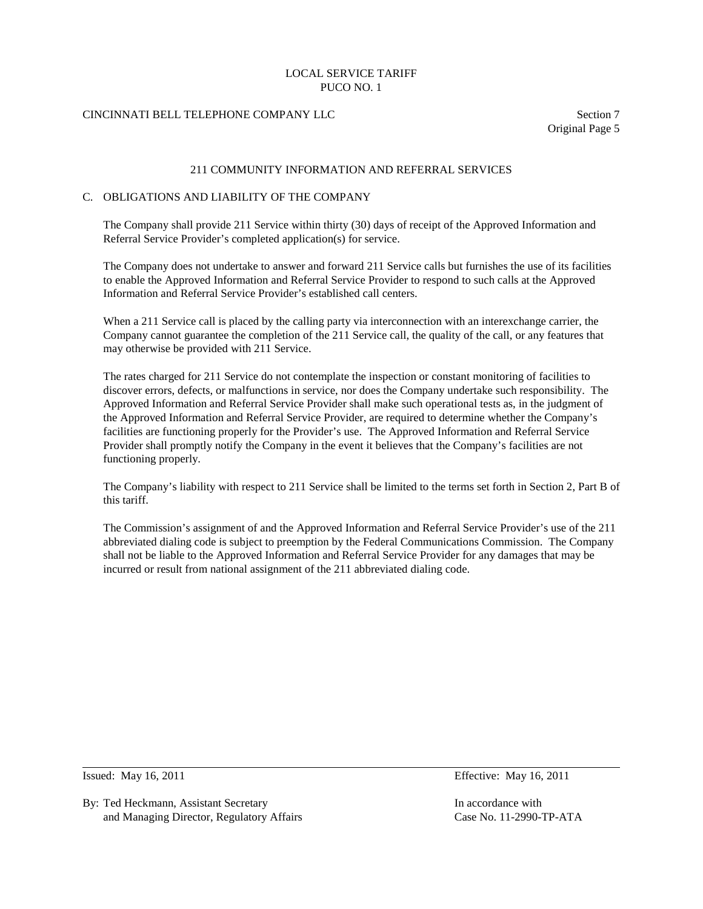## 211 COMMUNITY INFORMATION AND REFERRAL SERVICES

### C. OBLIGATIONS AND LIABILITY OF THE COMPANY

The Company shall provide 211 Service within thirty (30) days of receipt of the Approved Information and Referral Service Provider's completed application(s) for service.

The Company does not undertake to answer and forward 211 Service calls but furnishes the use of its facilities to enable the Approved Information and Referral Service Provider to respond to such calls at the Approved Information and Referral Service Provider's established call centers.

When a 211 Service call is placed by the calling party via interconnection with an interexchange carrier, the Company cannot guarantee the completion of the 211 Service call, the quality of the call, or any features that may otherwise be provided with 211 Service.

The rates charged for 211 Service do not contemplate the inspection or constant monitoring of facilities to discover errors, defects, or malfunctions in service, nor does the Company undertake such responsibility. The Approved Information and Referral Service Provider shall make such operational tests as, in the judgment of the Approved Information and Referral Service Provider, are required to determine whether the Company's facilities are functioning properly for the Provider's use. The Approved Information and Referral Service Provider shall promptly notify the Company in the event it believes that the Company's facilities are not functioning properly.

The Company's liability with respect to 211 Service shall be limited to the terms set forth in Section 2, Part B of this tariff.

The Commission's assignment of and the Approved Information and Referral Service Provider's use of the 211 abbreviated dialing code is subject to preemption by the Federal Communications Commission. The Company shall not be liable to the Approved Information and Referral Service Provider for any damages that may be incurred or result from national assignment of the 211 abbreviated dialing code.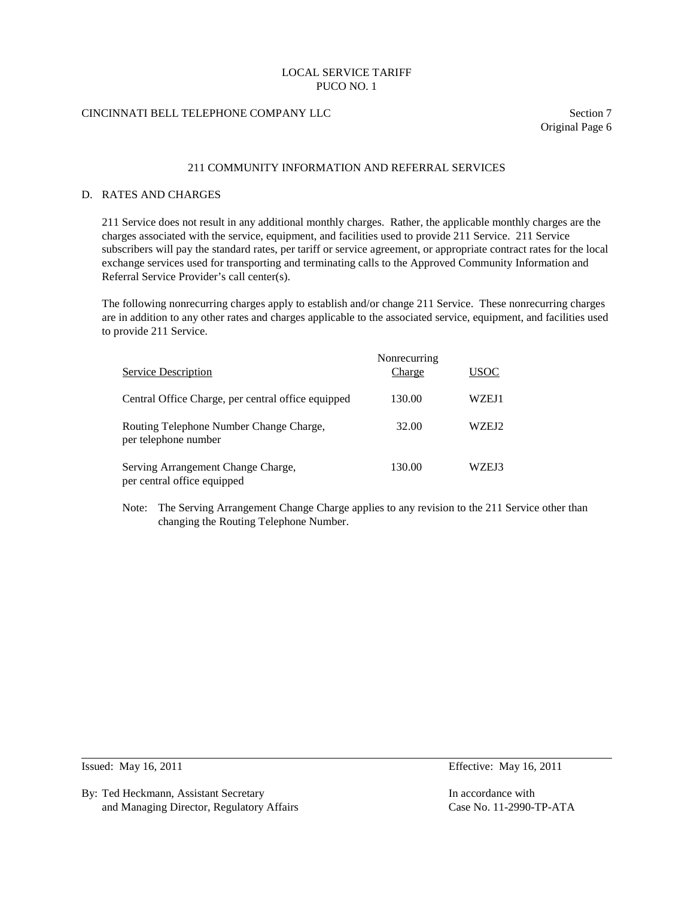LOCAL SERVICE TARIFF
PUCO NO. 1

CINCINNATI BELL TELEPHONE COMPANY LLC

Section 7
Original Page 6

## 211 COMMUNITY INFORMATION AND REFERRAL SERVICES

### D. RATES AND CHARGES

211 Service does not result in any additional monthly charges. Rather, the applicable monthly charges are the charges associated with the service, equipment, and facilities used to provide 211 Service. 211 Service subscribers will pay the standard rates, per tariff or service agreement, or appropriate contract rates for the local exchange services used for transporting and terminating calls to the Approved Community Information and Referral Service Provider's call center(s).

The following nonrecurring charges apply to establish and/or change 211 Service. These nonrecurring charges are in addition to any other rates and charges applicable to the associated service, equipment, and facilities used to provide 211 Service.

| Service Description | Nonrecurring Charge | USOC |
|---|---|---|
| Central Office Charge, per central office equipped | 130.00 | WZEJ1 |
| Routing Telephone Number Change Charge, per telephone number | 32.00 | WZEJ2 |
| Serving Arrangement Change Charge, per central office equipped | 130.00 | WZEJ3 |

Note: The Serving Arrangement Change Charge applies to any revision to the 211 Service other than changing the Routing Telephone Number.

Issued: May 16, 2011

Effective: May 16, 2011

By: Ted Heckmann, Assistant Secretary
and Managing Director, Regulatory Affairs

In accordance with
Case No. 11-2990-TP-ATA